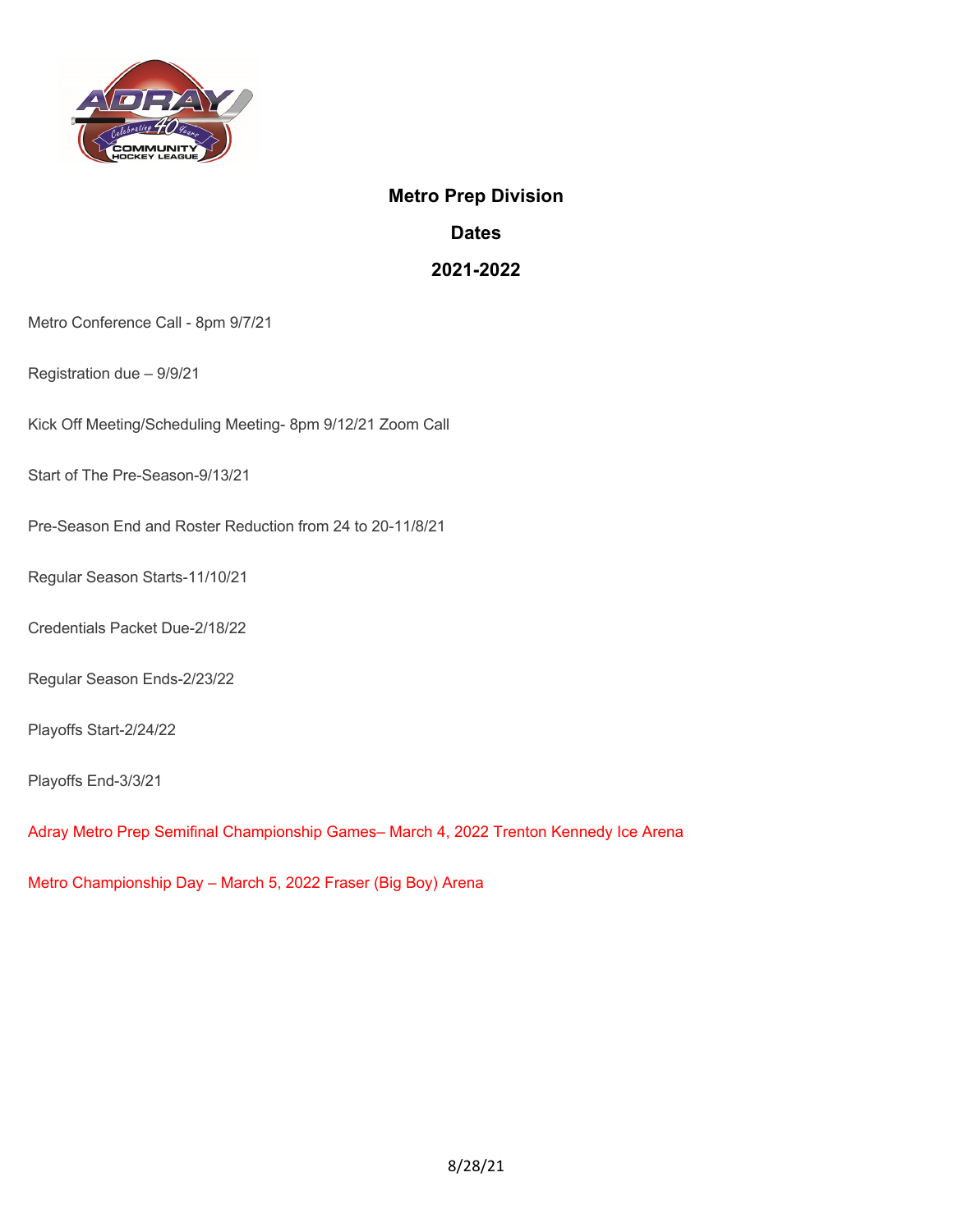# Metro Prep Division

## Dates

## 2021-2022

Metro Conference Call - 8pm 9/7/21

Registration due – 9/9/21

Kick Off Meeting/Scheduling Meeting- 8pm 9/12/21 Zoom Call

Start of The Pre-Season-9/13/21

Pre-Season End and Roster Reduction from 24 to 20-11/8/21

Regular Season Starts-11/10/21

Credentials Packet Due-2/18/22

Regular Season Ends-2/23/22

Playoffs Start-2/24/22

Playoffs End-3/3/21

Adray Metro Prep Semifinal Championship Games– March 4, 2022 Trenton Kennedy Ice Arena

Metro Championship Day – March 5, 2022 Fraser (Big Boy) Arena

8/28/21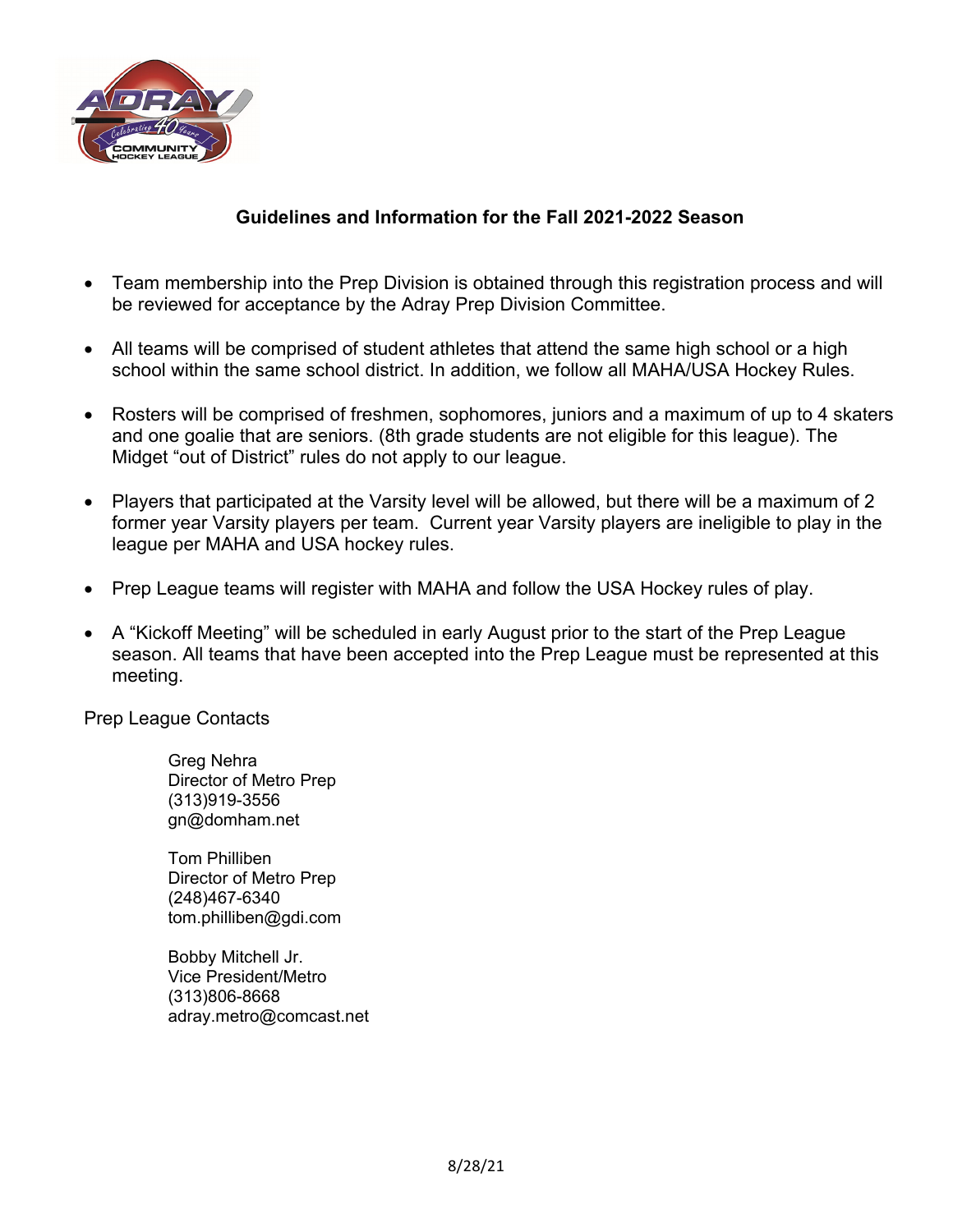**Guidelines and Information for the Fall 2021-2022 Season**

- Team membership into the Prep Division is obtained through this registration process and will be reviewed for acceptance by the Adray Prep Division Committee.

- All teams will be comprised of student athletes that attend the same high school or a high school within the same school district. In addition, we follow all MAHA/USA Hockey Rules.

- Rosters will be comprised of freshmen, sophomores, juniors and a maximum of up to 4 skaters and one goalie that are seniors. (8th grade students are not eligible for this league). The Midget "out of District" rules do not apply to our league.

- Players that participated at the Varsity level will be allowed, but there will be a maximum of 2 former year Varsity players per team. Current year Varsity players are ineligible to play in the league per MAHA and USA hockey rules.

- Prep League teams will register with MAHA and follow the USA Hockey rules of play.

- A "Kickoff Meeting" will be scheduled in early August prior to the start of the Prep League season. All teams that have been accepted into the Prep League must be represented at this meeting.

Prep League Contacts

Greg Nehra
Director of Metro Prep
(313)919-3556
gn@domham.net

Tom Philliben
Director of Metro Prep
(248)467-6340
tom.philliben@gdi.com

Bobby Mitchell Jr.
Vice President/Metro
(313)806-8668
adray.metro@comcast.net

8/28/21